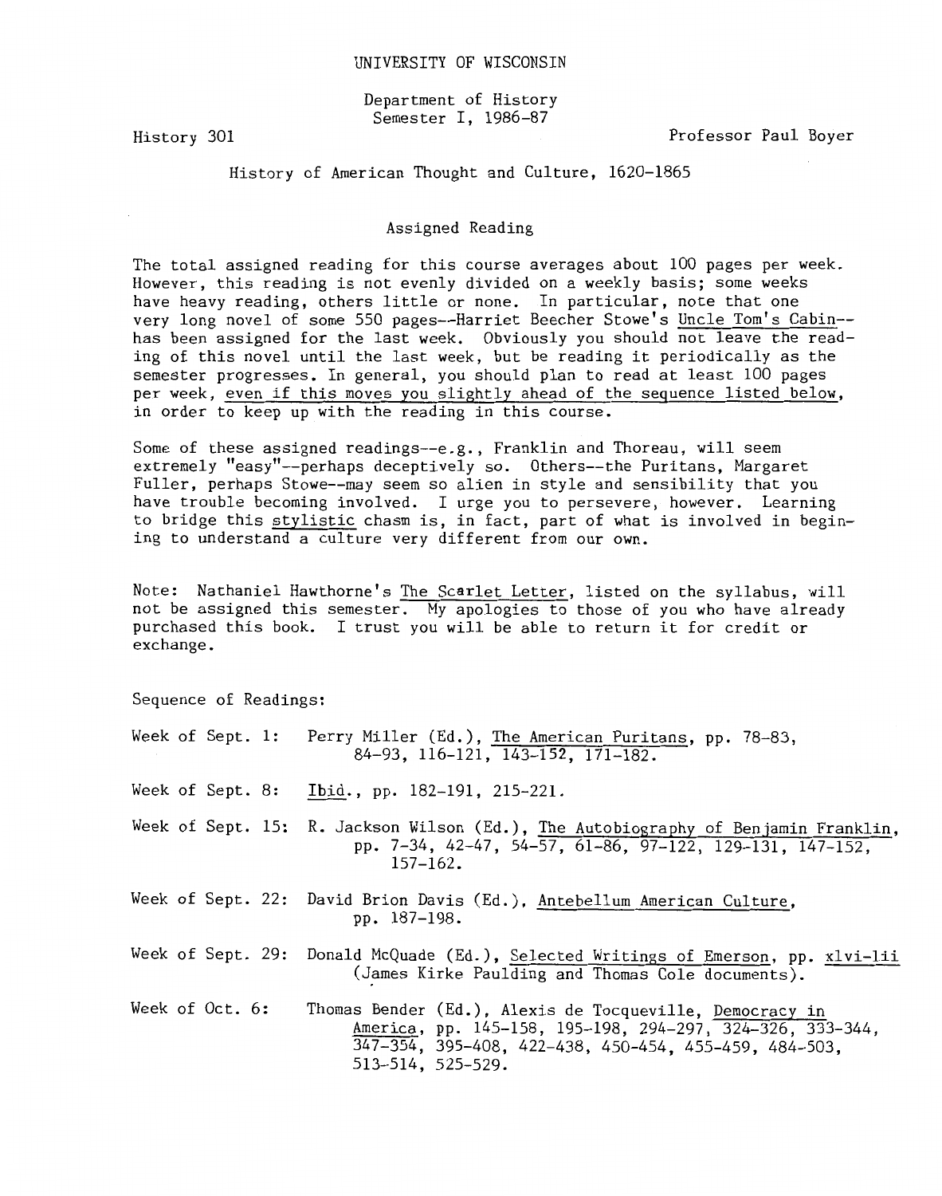UNIVERSITY OF WISCONSIN

Department of History
Semester I, 1986-87

History 301 — Professor Paul Boyer

# History of American Thought and Culture, 1620-1865

## Assigned Reading

The total assigned reading for this course averages about 100 pages per week. However, this reading is not evenly divided on a weekly basis; some weeks have heavy reading, others little or none. In particular, note that one very long novel of some 550 pages--Harriet Beecher Stowe's Uncle Tom's Cabin--has been assigned for the last week. Obviously you should not leave the reading of this novel until the last week, but be reading it periodically as the semester progresses. In general, you should plan to read at least 100 pages per week, even if this moves you slightly ahead of the sequence listed below, in order to keep up with the reading in this course.

Some of these assigned readings--e.g., Franklin and Thoreau, will seem extremely "easy"--perhaps deceptively so. Others--the Puritans, Margaret Fuller, perhaps Stowe--may seem so alien in style and sensibility that you have trouble becoming involved. I urge you to persevere, however. Learning to bridge this stylistic chasm is, in fact, part of what is involved in beginning to understand a culture very different from our own.

Note: Nathaniel Hawthorne's The Scarlet Letter, listed on the syllabus, will not be assigned this semester. My apologies to those of you who have already purchased this book. I trust you will be able to return it for credit or exchange.

Sequence of Readings:

Week of Sept. 1: Perry Miller (Ed.), The American Puritans, pp. 78-83, 84-93, 116-121, 143-152, 171-182.

Week of Sept. 8: Ibid., pp. 182-191, 215-221.

Week of Sept. 15: R. Jackson Wilson (Ed.), The Autobiography of Benjamin Franklin, pp. 7-34, 42-47, 54-57, 61-86, 97-122, 129-131, 147-152, 157-162.

Week of Sept. 22: David Brion Davis (Ed.), Antebellum American Culture, pp. 187-198.

Week of Sept. 29: Donald McQuade (Ed.), Selected Writings of Emerson, pp. xlvi-lii (James Kirke Paulding and Thomas Cole documents).

Week of Oct. 6: Thomas Bender (Ed.), Alexis de Tocqueville, Democracy in America, pp. 145-158, 195-198, 294-297, 324-326, 333-344, 347-354, 395-408, 422-438, 450-454, 455-459, 484-503, 513-514, 525-529.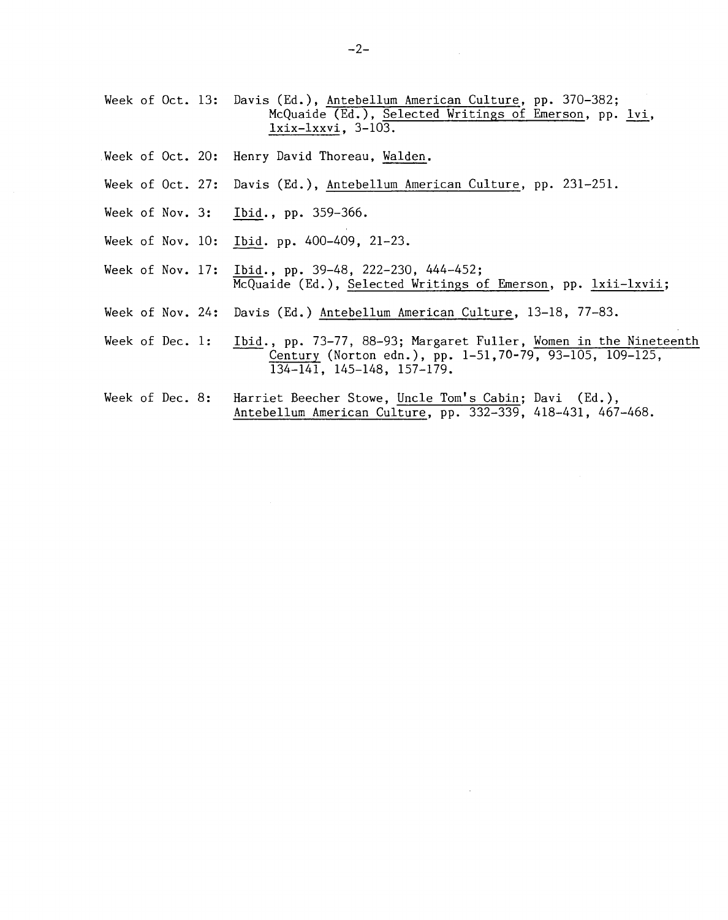Week of Oct. 13: Davis (Ed.), Antebellum American Culture, pp. 370-382; McQuaide (Ed.), Selected Writings of Emerson, pp. lvi, lxix-lxxvi, 3-103.

Week of Oct. 20: Henry David Thoreau, Walden.

Week of Oct. 27: Davis (Ed.), Antebellum American Culture, pp. 231-251.

Week of Nov. 3: Ibid., pp. 359-366.

Week of Nov. 10: Ibid. pp. 400-409, 21-23.

Week of Nov. 17: Ibid., pp. 39-48, 222-230, 444-452; McQuaide (Ed.), Selected Writings of Emerson, pp. lxii-lxvii;

Week of Nov. 24: Davis (Ed.) Antebellum American Culture, 13-18, 77-83.

Week of Dec. 1: Ibid., pp. 73-77, 88-93; Margaret Fuller, Women in the Nineteenth Century (Norton edn.), pp. 1-51,70-79, 93-105, 109-125, 134-141, 145-148, 157-179.

Week of Dec. 8: Harriet Beecher Stowe, Uncle Tom's Cabin; Davi (Ed.), Antebellum American Culture, pp. 332-339, 418-431, 467-468.